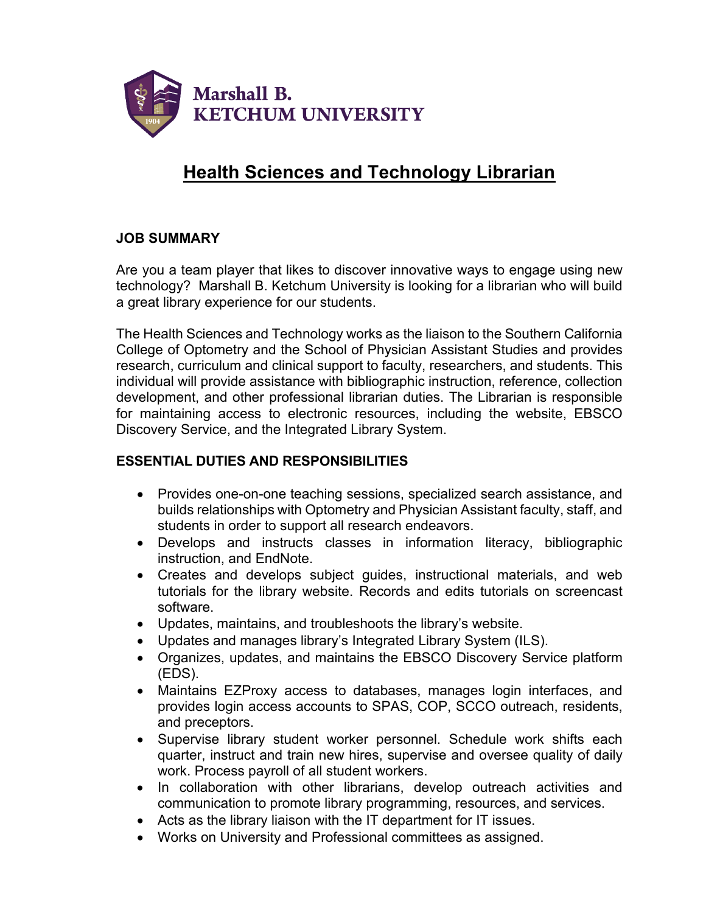Marshall B.
KETCHUM UNIVERSITY

# Health Sciences and Technology Librarian

## JOB SUMMARY

Are you a team player that likes to discover innovative ways to engage using new technology? Marshall B. Ketchum University is looking for a librarian who will build a great library experience for our students.

The Health Sciences and Technology works as the liaison to the Southern California College of Optometry and the School of Physician Assistant Studies and provides research, curriculum and clinical support to faculty, researchers, and students. This individual will provide assistance with bibliographic instruction, reference, collection development, and other professional librarian duties. The Librarian is responsible for maintaining access to electronic resources, including the website, EBSCO Discovery Service, and the Integrated Library System.

## ESSENTIAL DUTIES AND RESPONSIBILITIES

- Provides one-on-one teaching sessions, specialized search assistance, and builds relationships with Optometry and Physician Assistant faculty, staff, and students in order to support all research endeavors.
- Develops and instructs classes in information literacy, bibliographic instruction, and EndNote.
- Creates and develops subject guides, instructional materials, and web tutorials for the library website. Records and edits tutorials on screencast software.
- Updates, maintains, and troubleshoots the library's website.
- Updates and manages library's Integrated Library System (ILS).
- Organizes, updates, and maintains the EBSCO Discovery Service platform (EDS).
- Maintains EZProxy access to databases, manages login interfaces, and provides login access accounts to SPAS, COP, SCCO outreach, residents, and preceptors.
- Supervise library student worker personnel. Schedule work shifts each quarter, instruct and train new hires, supervise and oversee quality of daily work. Process payroll of all student workers.
- In collaboration with other librarians, develop outreach activities and communication to promote library programming, resources, and services.
- Acts as the library liaison with the IT department for IT issues.
- Works on University and Professional committees as assigned.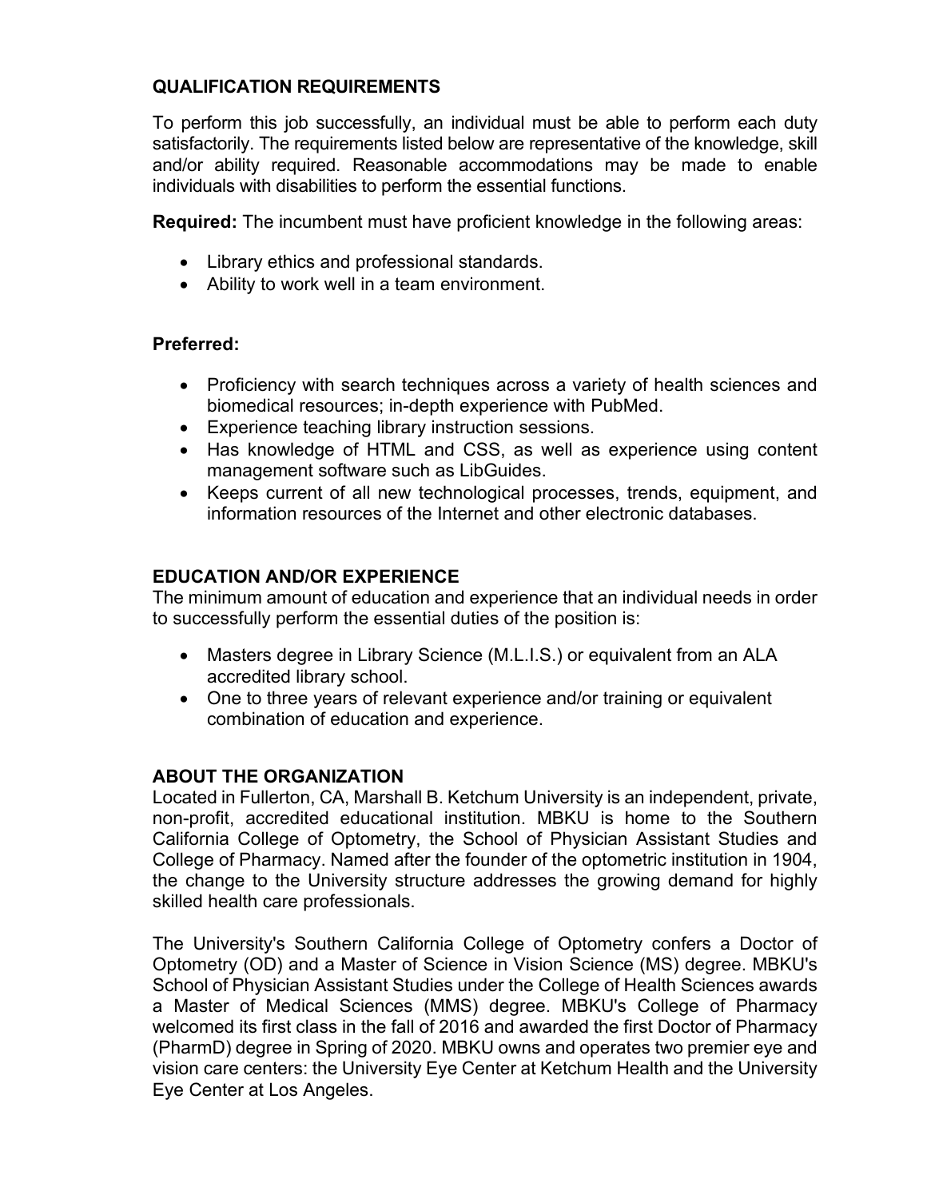## QUALIFICATION REQUIREMENTS

To perform this job successfully, an individual must be able to perform each duty satisfactorily. The requirements listed below are representative of the knowledge, skill and/or ability required. Reasonable accommodations may be made to enable individuals with disabilities to perform the essential functions.

**Required:** The incumbent must have proficient knowledge in the following areas:

- Library ethics and professional standards.
- Ability to work well in a team environment.

**Preferred:**

- Proficiency with search techniques across a variety of health sciences and biomedical resources; in-depth experience with PubMed.
- Experience teaching library instruction sessions.
- Has knowledge of HTML and CSS, as well as experience using content management software such as LibGuides.
- Keeps current of all new technological processes, trends, equipment, and information resources of the Internet and other electronic databases.

## EDUCATION AND/OR EXPERIENCE

The minimum amount of education and experience that an individual needs in order to successfully perform the essential duties of the position is:

- Masters degree in Library Science (M.L.I.S.) or equivalent from an ALA accredited library school.
- One to three years of relevant experience and/or training or equivalent combination of education and experience.

## ABOUT THE ORGANIZATION

Located in Fullerton, CA, Marshall B. Ketchum University is an independent, private, non-profit, accredited educational institution. MBKU is home to the Southern California College of Optometry, the School of Physician Assistant Studies and College of Pharmacy. Named after the founder of the optometric institution in 1904, the change to the University structure addresses the growing demand for highly skilled health care professionals.

The University's Southern California College of Optometry confers a Doctor of Optometry (OD) and a Master of Science in Vision Science (MS) degree. MBKU's School of Physician Assistant Studies under the College of Health Sciences awards a Master of Medical Sciences (MMS) degree. MBKU's College of Pharmacy welcomed its first class in the fall of 2016 and awarded the first Doctor of Pharmacy (PharmD) degree in Spring of 2020. MBKU owns and operates two premier eye and vision care centers: the University Eye Center at Ketchum Health and the University Eye Center at Los Angeles.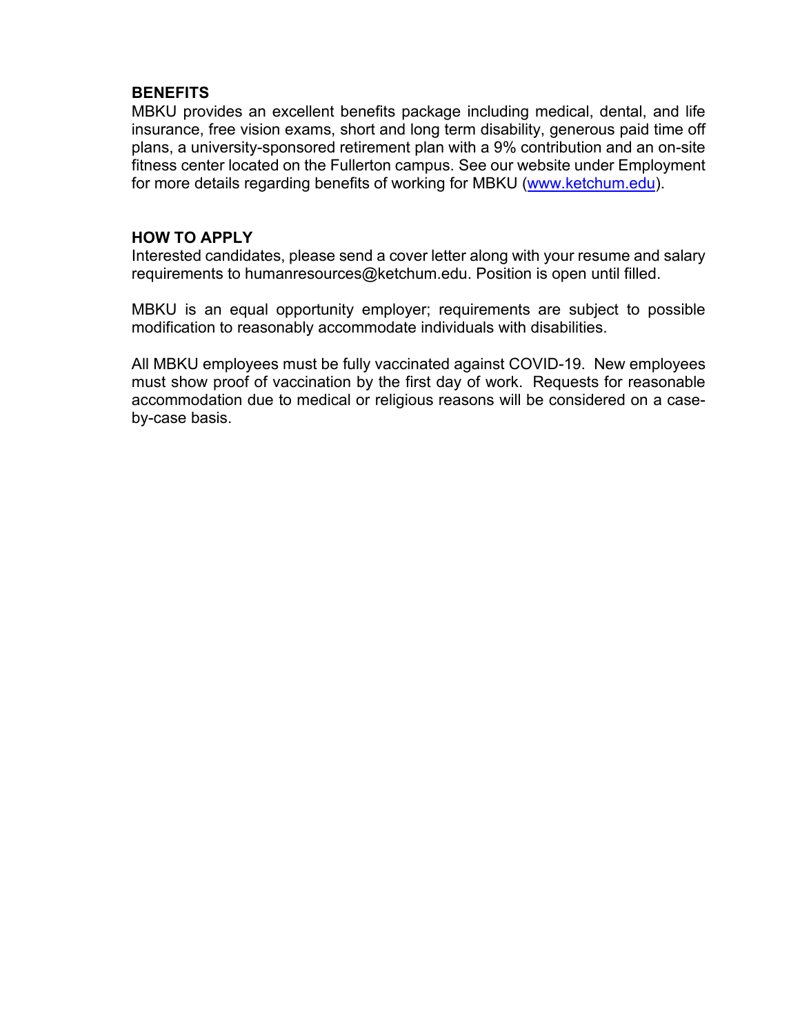## BENEFITS

MBKU provides an excellent benefits package including medical, dental, and life insurance, free vision exams, short and long term disability, generous paid time off plans, a university-sponsored retirement plan with a 9% contribution and an on-site fitness center located on the Fullerton campus. See our website under Employment for more details regarding benefits of working for MBKU ([www.ketchum.edu](http://www.ketchum.edu)).

## HOW TO APPLY

Interested candidates, please send a cover letter along with your resume and salary requirements to humanresources@ketchum.edu. Position is open until filled.

MBKU is an equal opportunity employer; requirements are subject to possible modification to reasonably accommodate individuals with disabilities.

All MBKU employees must be fully vaccinated against COVID-19. New employees must show proof of vaccination by the first day of work. Requests for reasonable accommodation due to medical or religious reasons will be considered on a case-by-case basis.